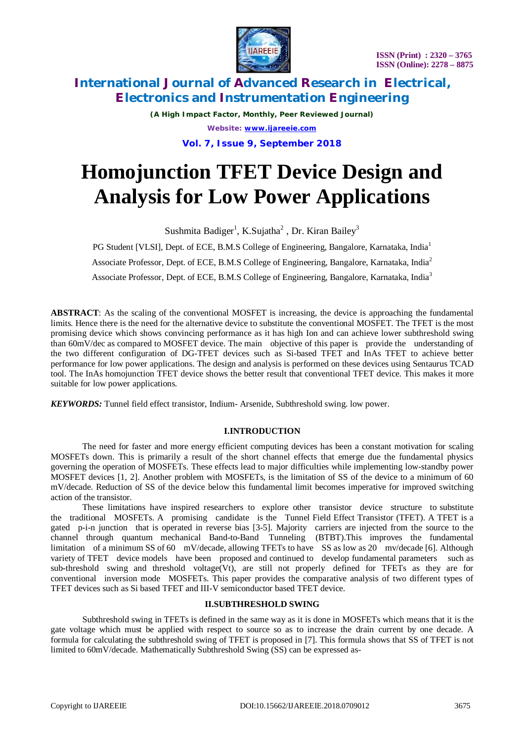# Homojunction TFET Device Design and Analysis for Low Power Applications

Sushmita Badiger[1], K.Sujatha[2] , Dr. Kiran Bailey[3]

PG Student [VLSI], Dept. of ECE, B.M.S College of Engineering, Bangalore, Karnataka, India[1]

Associate Professor, Dept. of ECE, B.M.S College of Engineering, Bangalore, Karnataka, India[2]

Associate Professor, Dept. of ECE, B.M.S College of Engineering, Bangalore, Karnataka, India[3]

**ABSTRACT**: As the scaling of the conventional MOSFET is increasing, the device is approaching the fundamental limits. Hence there is the need for the alternative device to substitute the conventional MOSFET. The TFET is the most promising device which shows convincing performance as it has high Ion and can achieve lower subthreshold swing than 60mV/dec as compared to MOSFET device. The main objective of this paper is provide the understanding of the two different configuration of DG-TFET devices such as Si-based TFET and InAs TFET to achieve better performance for low power applications. The design and analysis is performed on these devices using Sentaurus TCAD tool. The InAs homojunction TFET device shows the better result that conventional TFET device. This makes it more suitable for low power applications.

***KEYWORDS:*** Tunnel field effect transistor, Indium- Arsenide, Subthreshold swing. low power.

## I.INTRODUCTION

The need for faster and more energy efficient computing devices has been a constant motivation for scaling MOSFETs down. This is primarily a result of the short channel effects that emerge due the fundamental physics governing the operation of MOSFETs. These effects lead to major difficulties while implementing low-standby power MOSFET devices [1, 2]. Another problem with MOSFETs, is the limitation of SS of the device to a minimum of 60 mV/decade. Reduction of SS of the device below this fundamental limit becomes imperative for improved switching action of the transistor.

These limitations have inspired researchers to explore other transistor device structure to substitute the traditional MOSFETs. A promising candidate is the Tunnel Field Effect Transistor (TFET). A TFET is a gated p-i-n junction that is operated in reverse bias [3-5]. Majority carriers are injected from the source to the channel through quantum mechanical Band-to-Band Tunneling (BTBT).This improves the fundamental limitation of a minimum SS of 60 mV/decade, allowing TFETs to have SS as low as 20 mv/decade [6]. Although variety of TFET device models have been proposed and continued to develop fundamental parameters such as sub-threshold swing and threshold voltage(Vt), are still not properly defined for TFETs as they are for conventional inversion mode MOSFETs. This paper provides the comparative analysis of two different types of TFET devices such as Si based TFET and III-V semiconductor based TFET device.

## II.SUBTHRESHOLD SWING

Subthreshold swing in TFETs is defined in the same way as it is done in MOSFETs which means that it is the gate voltage which must be applied with respect to source so as to increase the drain current by one decade. A formula for calculating the subthreshold swing of TFET is proposed in [7]. This formula shows that SS of TFET is not limited to 60mV/decade. Mathematically Subthreshold Swing (SS) can be expressed as-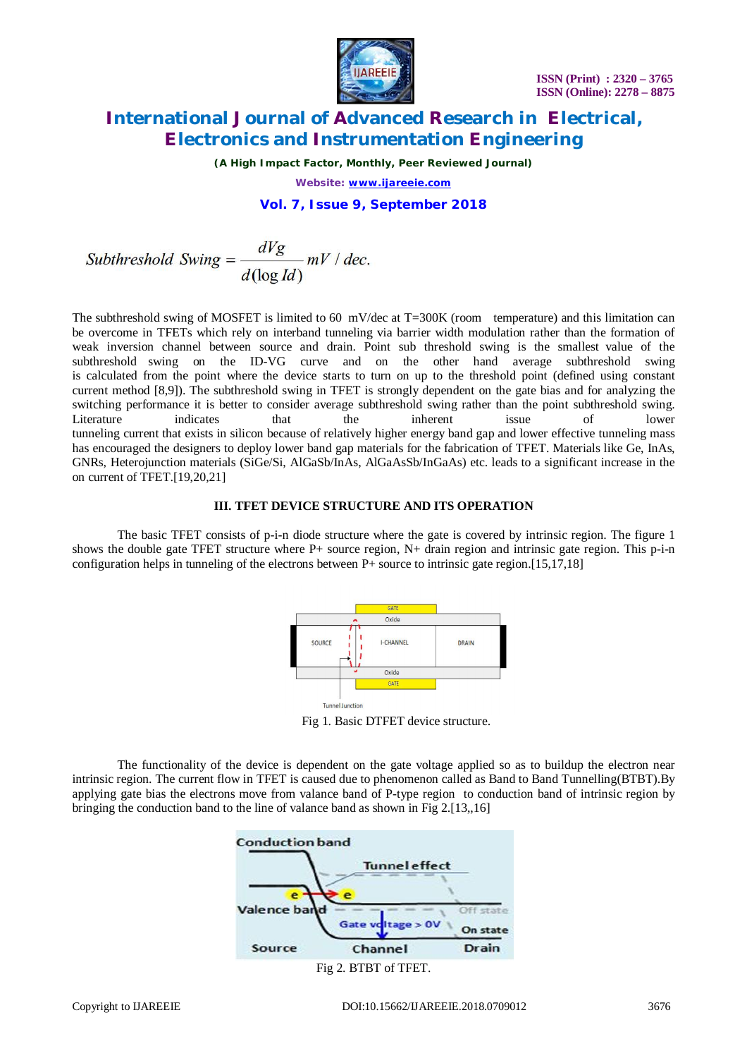$$Subthreshold\ Swing = \frac{dVg}{d(\log Id)}\ mV/dec.$$

The subthreshold swing of MOSFET is limited to 60 mV/dec at T=300K (room temperature) and this limitation can be overcome in TFETs which rely on interband tunneling via barrier width modulation rather than the formation of weak inversion channel between source and drain. Point sub threshold swing is the smallest value of the subthreshold swing on the ID-VG curve and on the other hand average subthreshold swing is calculated from the point where the device starts to turn on up to the threshold point (defined using constant current method [8,9]). The subthreshold swing in TFET is strongly dependent on the gate bias and for analyzing the switching performance it is better to consider average subthreshold swing rather than the point subthreshold swing. Literature indicates that the inherent issue of lower tunneling current that exists in silicon because of relatively higher energy band gap and lower effective tunneling mass has encouraged the designers to deploy lower band gap materials for the fabrication of TFET. Materials like Ge, InAs, GNRs, Heterojunction materials (SiGe/Si, AlGaSb/InAs, AlGaAsSb/InGaAs) etc. leads to a significant increase in the on current of TFET.[19,20,21]

### III. TFET DEVICE STRUCTURE AND ITS OPERATION

The basic TFET consists of p-i-n diode structure where the gate is covered by intrinsic region. The figure 1 shows the double gate TFET structure where P+ source region, N+ drain region and intrinsic gate region. This p-i-n configuration helps in tunneling of the electrons between P+ source to intrinsic gate region.[15,17,18]

Fig 1. Basic DTFET device structure.

The functionality of the device is dependent on the gate voltage applied so as to buildup the electron near intrinsic region. The current flow in TFET is caused due to phenomenon called as Band to Band Tunnelling(BTBT).By applying gate bias the electrons move from valance band of P-type region to conduction band of intrinsic region by bringing the conduction band to the line of valance band as shown in Fig 2.[13,,16]

Fig 2. BTBT of TFET.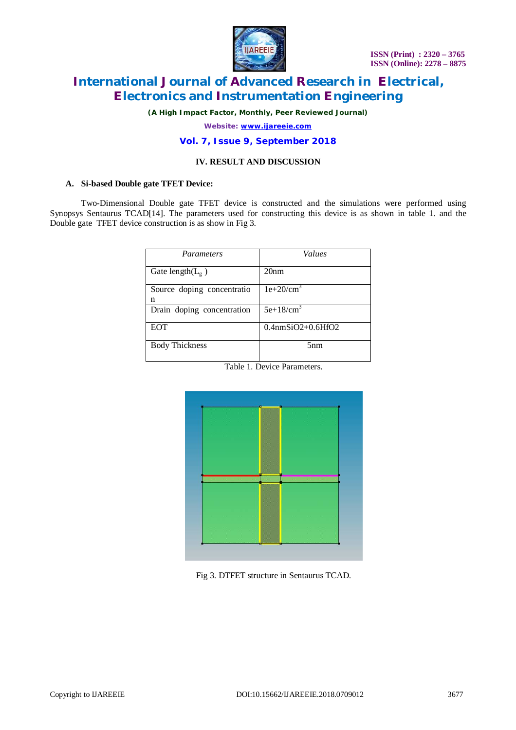## IV. RESULT AND DISCUSSION

### A. Si-based Double gate TFET Device:

Two-Dimensional Double gate TFET device is constructed and the simulations were performed using Synopsys Sentaurus TCAD[14]. The parameters used for constructing this device is as shown in table 1. and the Double gate TFET device construction is as show in Fig 3.

| *Parameters* | *Values* |
| --- | --- |
| Gate length($L_g$ ) | 20nm |
| Source doping concentration | 1e+20/$cm^3$ |
| Drain doping concentration | 5e+18/$cm^3$ |
| EOT | 0.4nm$SiO_2$+0.6$HfO_2$ |
| Body Thickness | 5nm |

Table 1. Device Parameters.

Fig 3. DTFET structure in Sentaurus TCAD.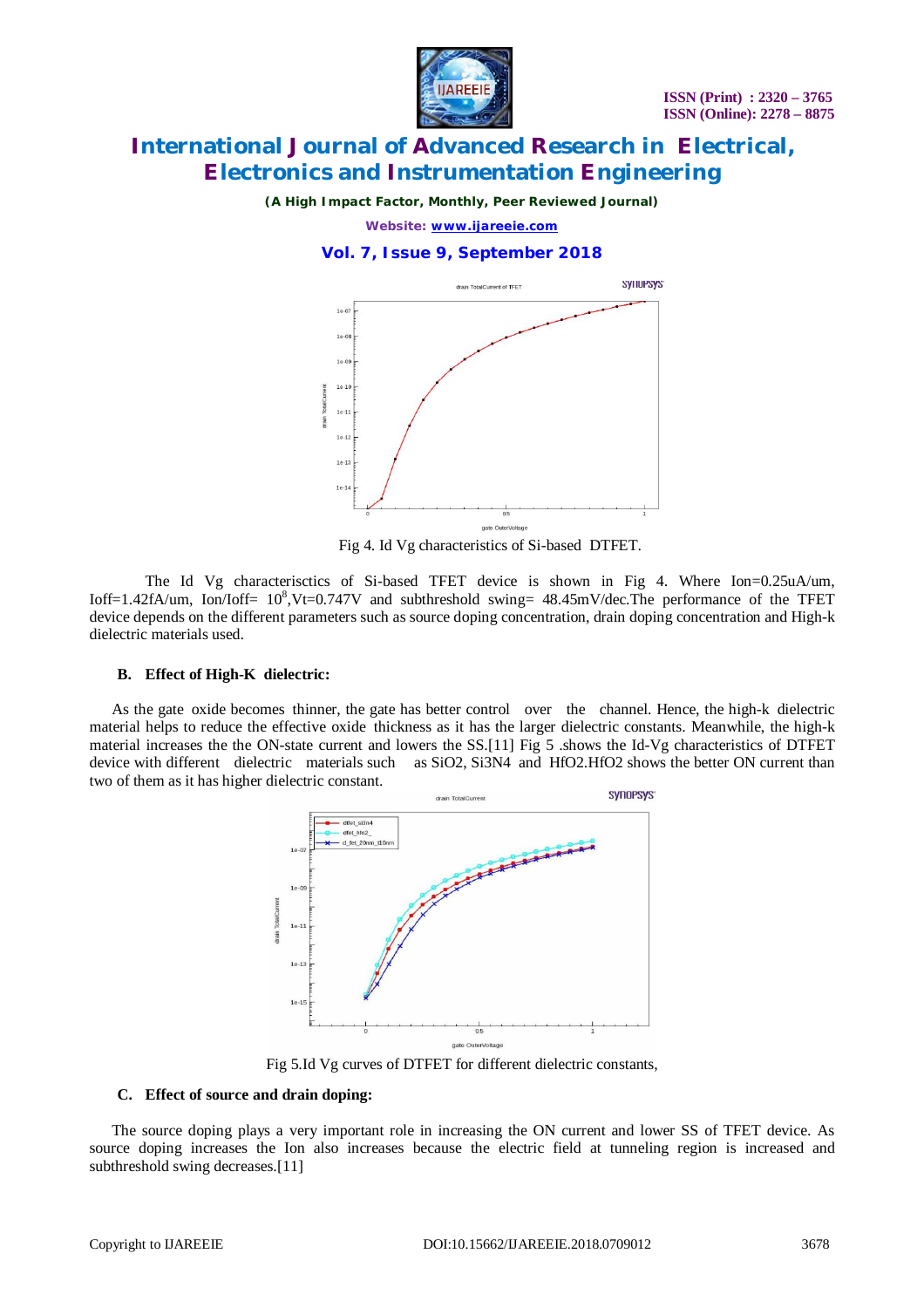Fig 4. Id Vg characteristics of Si-based DTFET.

The Id Vg characterisctics of Si-based TFET device is shown in Fig 4. Where Ion=0.25uA/um, Ioff=1.42fA/um, Ion/Ioff= $10^8$,Vt=0.747V and subthreshold swing= 48.45mV/dec.The performance of the TFET device depends on the different parameters such as source doping concentration, drain doping concentration and High-k dielectric materials used.

### B. Effect of High-K dielectric:

As the gate oxide becomes thinner, the gate has better control over the channel. Hence, the high-k dielectric material helps to reduce the effective oxide thickness as it has the larger dielectric constants. Meanwhile, the high-k material increases the the ON-state current and lowers the SS.[11] Fig 5 .shows the Id-Vg characteristics of DTFET device with different dielectric materials such as $SiO_2$, $Si_3N_4$ and $HfO_2$.$HfO_2$ shows the better ON current than two of them as it has higher dielectric constant.

Fig 5.Id Vg curves of DTFET for different dielectric constants,

### C. Effect of source and drain doping:

The source doping plays a very important role in increasing the ON current and lower SS of TFET device. As source doping increases the Ion also increases because the electric field at tunneling region is increased and subthreshold swing decreases.[11]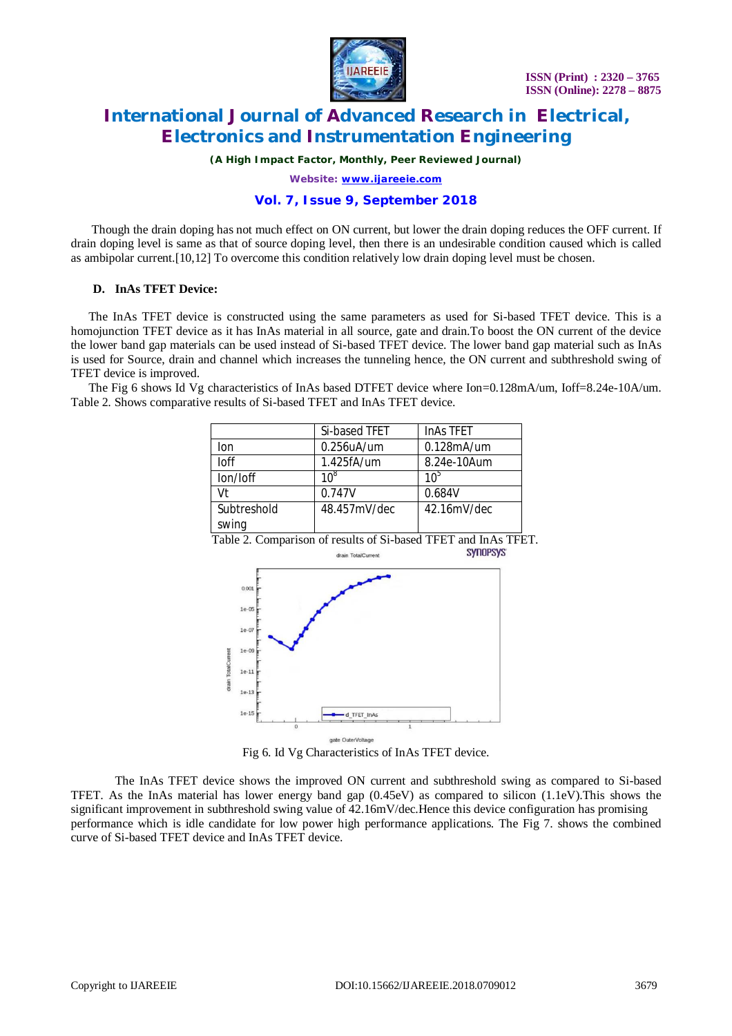Though the drain doping has not much effect on ON current, but lower the drain doping reduces the OFF current. If drain doping level is same as that of source doping level, then there is an undesirable condition caused which is called as ambipolar current.[10,12] To overcome this condition relatively low drain doping level must be chosen.

### D. InAs TFET Device:

The InAs TFET device is constructed using the same parameters as used for Si-based TFET device. This is a homojunction TFET device as it has InAs material in all source, gate and drain.To boost the ON current of the device the lower band gap materials can be used instead of Si-based TFET device. The lower band gap material such as InAs is used for Source, drain and channel which increases the tunneling hence, the ON current and subthreshold swing of TFET device is improved.

The Fig 6 shows Id Vg characteristics of InAs based DTFET device where Ion=0.128mA/um, Ioff=8.24e-10A/um. Table 2. Shows comparative results of Si-based TFET and InAs TFET device.

| | Si-based TFET | InAs TFET |
|---|---|---|
| Ion | 0.256uA/um | 0.128mA/um |
| Ioff | 1.425fA/um | 8.24e-10Aum |
| Ion/Ioff | $10^8$ | $10^5$ |
| Vt | 0.747V | 0.684V |
| Subtreshold swing | 48.457mV/dec | 42.16mV/dec |

Table 2. Comparison of results of Si-based TFET and InAs TFET.

Fig 6. Id Vg Characteristics of InAs TFET device.

The InAs TFET device shows the improved ON current and subthreshold swing as compared to Si-based TFET. As the InAs material has lower energy band gap (0.45eV) as compared to silicon (1.1eV).This shows the significant improvement in subthreshold swing value of 42.16mV/dec.Hence this device configuration has promising performance which is idle candidate for low power high performance applications. The Fig 7. shows the combined curve of Si-based TFET device and InAs TFET device.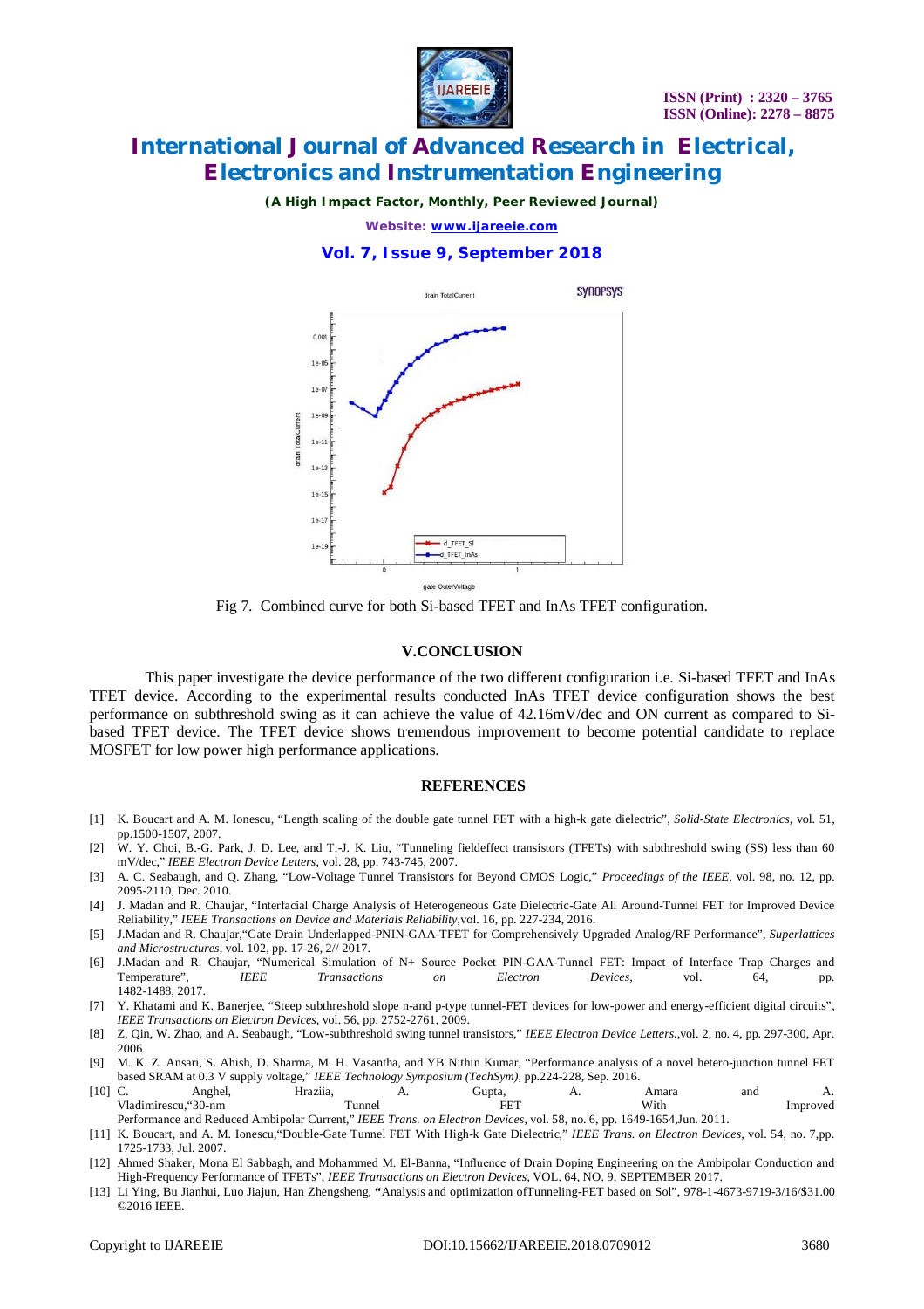Fig 7. Combined curve for both Si-based TFET and InAs TFET configuration.

## V.CONCLUSION

This paper investigate the device performance of the two different configuration i.e. Si-based TFET and InAs TFET device. According to the experimental results conducted InAs TFET device configuration shows the best performance on subthreshold swing as it can achieve the value of 42.16mV/dec and ON current as compared to Si-based TFET device. The TFET device shows tremendous improvement to become potential candidate to replace MOSFET for low power high performance applications.

## REFERENCES

[1] K. Boucart and A. M. Ionescu, "Length scaling of the double gate tunnel FET with a high-k gate dielectric", *Solid-State Electronics*, vol. 51, pp.1500-1507, 2007.

[2] W. Y. Choi, B.-G. Park, J. D. Lee, and T.-J. K. Liu, "Tunneling fieldeffect transistors (TFETs) with subthreshold swing (SS) less than 60 mV/dec," *IEEE Electron Device Letters*, vol. 28, pp. 743-745, 2007.

[3] A. C. Seabaugh, and Q. Zhang, "Low-Voltage Tunnel Transistors for Beyond CMOS Logic," *Proceedings of the IEEE*, vol. 98, no. 12, pp. 2095-2110, Dec. 2010.

[4] J. Madan and R. Chaujar, "Interfacial Charge Analysis of Heterogeneous Gate Dielectric-Gate All Around-Tunnel FET for Improved Device Reliability," *IEEE Transactions on Device and Materials Reliability*, vol. 16, pp. 227-234, 2016.

[5] J.Madan and R. Chaujar,"Gate Drain Underlapped-PNIN-GAA-TFET for Comprehensively Upgraded Analog/RF Performance", *Superlattices and Microstructures*, vol. 102, pp. 17-26, 2// 2017.

[6] J.Madan and R. Chaujar, "Numerical Simulation of N+ Source Pocket PIN-GAA-Tunnel FET: Impact of Interface Trap Charges and Temperature", *IEEE Transactions on Electron Devices*, vol. 64, pp. 1482-1488, 2017.

[7] Y. Khatami and K. Banerjee, "Steep subthreshold slope n-and p-type tunnel-FET devices for low-power and energy-efficient digital circuits", *IEEE Transactions on Electron Devices*, vol. 56, pp. 2752-2761, 2009.

[8] Z, Qin, W. Zhao, and A. Seabaugh, "Low-subthreshold swing tunnel transistors," *IEEE Electron Device Letters.*, vol. 2, no. 4, pp. 297-300, Apr. 2006

[9] M. K. Z. Ansari, S. Ahish, D. Sharma, M. H. Vasantha, and YB Nithin Kumar, "Performance analysis of a novel hetero-junction tunnel FET based SRAM at 0.3 V supply voltage," *IEEE Technology Symposium (TechSym)*, pp.224-228, Sep. 2016.

[10] C. Anghel, Hraziia, A. Gupta, A. Amara and A. Vladimirescu,"30-nm Tunnel FET With Improved Performance and Reduced Ambipolar Current," *IEEE Trans. on Electron Devices*, vol. 58, no. 6, pp. 1649-1654, Jun. 2011.

[11] K. Boucart, and A. M. Ionescu,"Double-Gate Tunnel FET With High-k Gate Dielectric," *IEEE Trans. on Electron Devices*, vol. 54, no. 7, pp. 1725-1733, Jul. 2007.

[12] Ahmed Shaker, Mona El Sabbagh, and Mohammed M. El-Banna, "Influence of Drain Doping Engineering on the Ambipolar Conduction and High-Frequency Performance of TFETs", *IEEE Transactions on Electron Devices*, VOL. 64, NO. 9, SEPTEMBER 2017.

[13] Li Ying, Bu Jianhui, Luo Jiajun, Han Zhengsheng, **"**Analysis and optimization ofTunneling-FET based on Sol", 978-1-4673-9719-3/16/$31.00 ©2016 IEEE.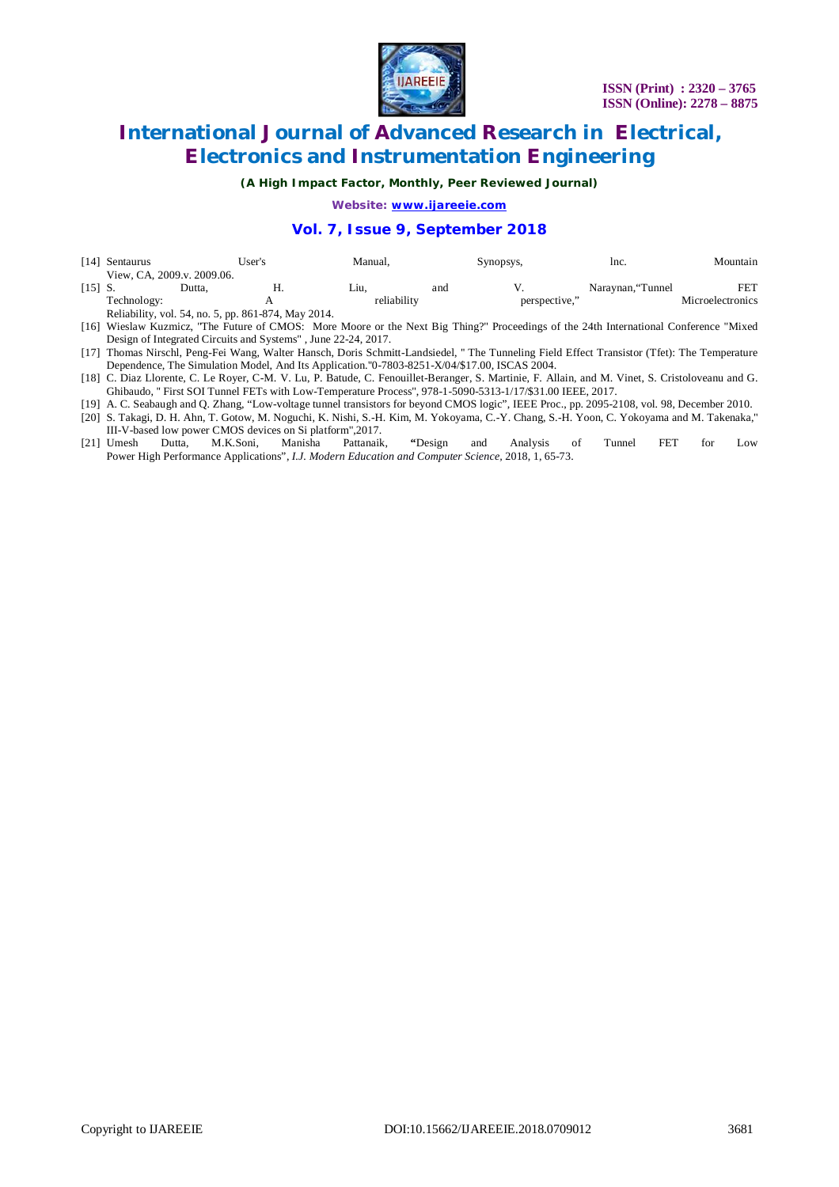[14] Sentaurus User's Manual, Synopsys, lnc. Mountain View, CA, 2009.v. 2009.06.

[15] S. Dutta, H. Liu, and V. Naraynan,"Tunnel FET Technology: A reliability perspective," Microelectronics Reliability, vol. 54, no. 5, pp. 861-874, May 2014.

[16] Wieslaw Kuzmicz, "The Future of CMOS: More Moore or the Next Big Thing?" Proceedings of the 24th International Conference "Mixed Design of Integrated Circuits and Systems" , June 22-24, 2017.

[17] Thomas Nirschl, Peng-Fei Wang, Walter Hansch, Doris Schmitt-Landsiedel, " The Tunneling Field Effect Transistor (Tfet): The Temperature Dependence, The Simulation Model, And Its Application."0-7803-8251-X/04/$17.00, ISCAS 2004.

[18] C. Diaz Llorente, C. Le Royer, C-M. V. Lu, P. Batude, C. Fenouillet-Beranger, S. Martinie, F. Allain, and M. Vinet, S. Cristoloveanu and G. Ghibaudo, " First SOI Tunnel FETs with Low-Temperature Process", 978-1-5090-5313-1/17/$31.00 IEEE, 2017.

[19] A. C. Seabaugh and Q. Zhang, "Low-voltage tunnel transistors for beyond CMOS logic", IEEE Proc., pp. 2095-2108, vol. 98, December 2010.

[20] S. Takagi, D. H. Ahn, T. Gotow, M. Noguchi, K. Nishi, S.-H. Kim, M. Yokoyama, C.-Y. Chang, S.-H. Yoon, C. Yokoyama and M. Takenaka," III-V-based low power CMOS devices on Si platform",2017.

[21] Umesh Dutta, M.K.Soni, Manisha Pattanaik, **"**Design and Analysis of Tunnel FET for Low Power High Performance Applications", *I.J. Modern Education and Computer Science*, 2018, 1, 65-73.